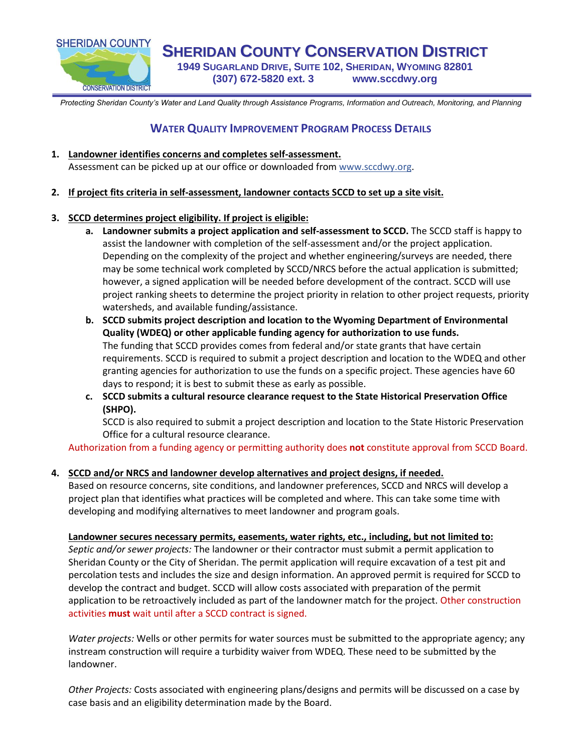# SHERIDAN COUNTY CONSERVATION DISTRICT

**1949 SUGARLAND DRIVE, SUITE 102, SHERIDAN, WYOMING 82801**
**(307) 672-5820 ext. 3 www.sccdwy.org**

*Protecting Sheridan County's Water and Land Quality through Assistance Programs, Information and Outreach, Monitoring, and Planning*

## WATER QUALITY IMPROVEMENT PROGRAM PROCESS DETAILS

1. **Landowner identifies concerns and completes self-assessment.**
   Assessment can be picked up at our office or downloaded from www.sccdwy.org.

2. **If project fits criteria in self-assessment, landowner contacts SCCD to set up a site visit.**

3. **SCCD determines project eligibility. If project is eligible:**
   a. **Landowner submits a project application and self-assessment to SCCD.** The SCCD staff is happy to assist the landowner with completion of the self-assessment and/or the project application. Depending on the complexity of the project and whether engineering/surveys are needed, there may be some technical work completed by SCCD/NRCS before the actual application is submitted; however, a signed application will be needed before development of the contract. SCCD will use project ranking sheets to determine the project priority in relation to other project requests, priority watersheds, and available funding/assistance.
   b. **SCCD submits project description and location to the Wyoming Department of Environmental Quality (WDEQ) or other applicable funding agency for authorization to use funds.** The funding that SCCD provides comes from federal and/or state grants that have certain requirements. SCCD is required to submit a project description and location to the WDEQ and other granting agencies for authorization to use the funds on a specific project. These agencies have 60 days to respond; it is best to submit these as early as possible.
   c. **SCCD submits a cultural resource clearance request to the State Historical Preservation Office (SHPO).** SCCD is also required to submit a project description and location to the State Historic Preservation Office for a cultural resource clearance.

   Authorization from a funding agency or permitting authority does **not** constitute approval from SCCD Board.

4. **SCCD and/or NRCS and landowner develop alternatives and project designs, if needed.**
   Based on resource concerns, site conditions, and landowner preferences, SCCD and NRCS will develop a project plan that identifies what practices will be completed and where. This can take some time with developing and modifying alternatives to meet landowner and program goals.

   **Landowner secures necessary permits, easements, water rights, etc., including, but not limited to:**
   *Septic and/or sewer projects:* The landowner or their contractor must submit a permit application to Sheridan County or the City of Sheridan. The permit application will require excavation of a test pit and percolation tests and includes the size and design information. An approved permit is required for SCCD to develop the contract and budget. SCCD will allow costs associated with preparation of the permit application to be retroactively included as part of the landowner match for the project. Other construction activities **must** wait until after a SCCD contract is signed.

   *Water projects:* Wells or other permits for water sources must be submitted to the appropriate agency; any instream construction will require a turbidity waiver from WDEQ. These need to be submitted by the landowner.

   *Other Projects:* Costs associated with engineering plans/designs and permits will be discussed on a case by case basis and an eligibility determination made by the Board.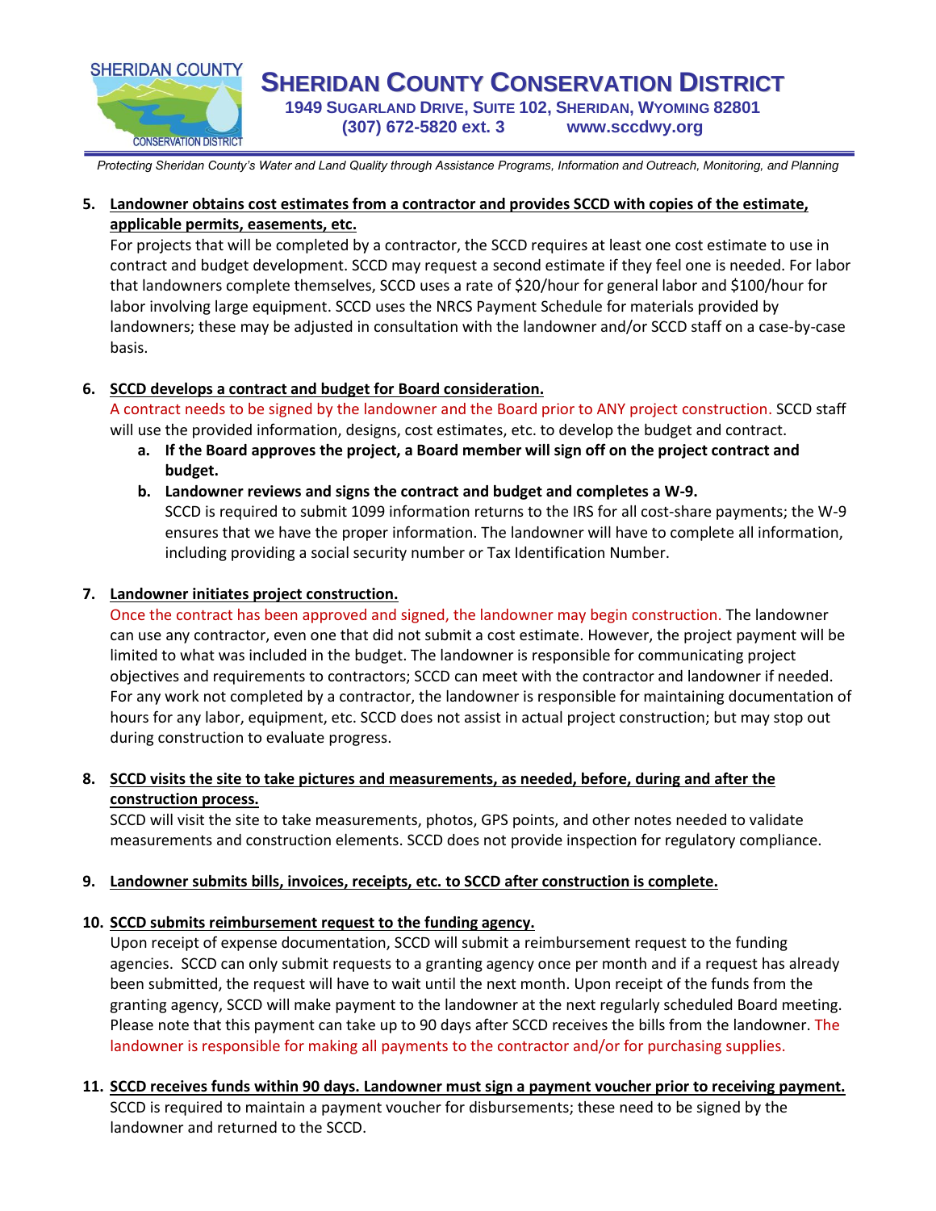5. **Landowner obtains cost estimates from a contractor and provides SCCD with copies of the estimate, applicable permits, easements, etc.**
   For projects that will be completed by a contractor, the SCCD requires at least one cost estimate to use in contract and budget development. SCCD may request a second estimate if they feel one is needed. For labor that landowners complete themselves, SCCD uses a rate of $20/hour for general labor and $100/hour for labor involving large equipment. SCCD uses the NRCS Payment Schedule for materials provided by landowners; these may be adjusted in consultation with the landowner and/or SCCD staff on a case-by-case basis.

6. **SCCD develops a contract and budget for Board consideration.**
   A contract needs to be signed by the landowner and the Board prior to ANY project construction. SCCD staff will use the provided information, designs, cost estimates, etc. to develop the budget and contract.
   a. **If the Board approves the project, a Board member will sign off on the project contract and budget.**
   b. **Landowner reviews and signs the contract and budget and completes a W-9.**
      SCCD is required to submit 1099 information returns to the IRS for all cost-share payments; the W-9 ensures that we have the proper information. The landowner will have to complete all information, including providing a social security number or Tax Identification Number.

7. **Landowner initiates project construction.**
   Once the contract has been approved and signed, the landowner may begin construction. The landowner can use any contractor, even one that did not submit a cost estimate. However, the project payment will be limited to what was included in the budget. The landowner is responsible for communicating project objectives and requirements to contractors; SCCD can meet with the contractor and landowner if needed. For any work not completed by a contractor, the landowner is responsible for maintaining documentation of hours for any labor, equipment, etc. SCCD does not assist in actual project construction; but may stop out during construction to evaluate progress.

8. **SCCD visits the site to take pictures and measurements, as needed, before, during and after the construction process.**
   SCCD will visit the site to take measurements, photos, GPS points, and other notes needed to validate measurements and construction elements. SCCD does not provide inspection for regulatory compliance.

9. **Landowner submits bills, invoices, receipts, etc. to SCCD after construction is complete.**

10. **SCCD submits reimbursement request to the funding agency.**
    Upon receipt of expense documentation, SCCD will submit a reimbursement request to the funding agencies. SCCD can only submit requests to a granting agency once per month and if a request has already been submitted, the request will have to wait until the next month. Upon receipt of the funds from the granting agency, SCCD will make payment to the landowner at the next regularly scheduled Board meeting. Please note that this payment can take up to 90 days after SCCD receives the bills from the landowner. The landowner is responsible for making all payments to the contractor and/or for purchasing supplies.

11. **SCCD receives funds within 90 days. Landowner must sign a payment voucher prior to receiving payment.**
    SCCD is required to maintain a payment voucher for disbursements; these need to be signed by the landowner and returned to the SCCD.